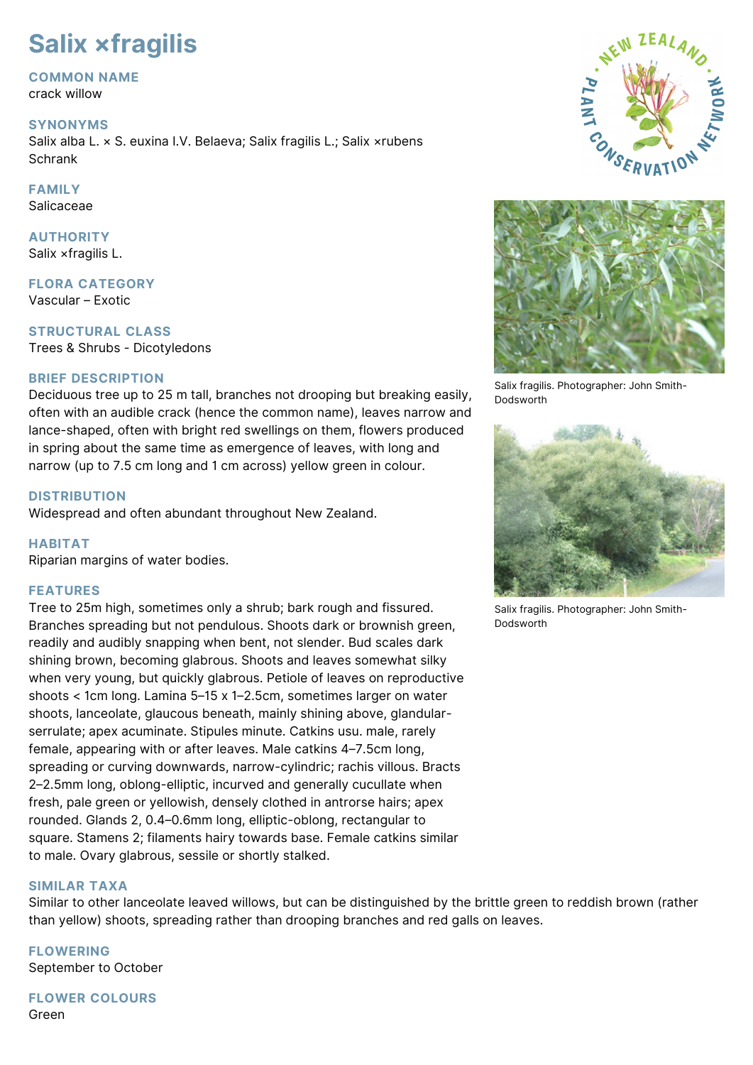# Salix ×fragilis

## COMMON NAME
crack willow

## SYNONYMS
Salix alba L. × S. euxina I.V. Belaeva; Salix fragilis L.; Salix ×rubens Schrank

## FAMILY
Salicaceae

## AUTHORITY
Salix ×fragilis L.

## FLORA CATEGORY
Vascular – Exotic

## STRUCTURAL CLASS
Trees & Shrubs - Dicotyledons

## BRIEF DESCRIPTION
Deciduous tree up to 25 m tall, branches not drooping but breaking easily, often with an audible crack (hence the common name), leaves narrow and lance-shaped, often with bright red swellings on them, flowers produced in spring about the same time as emergence of leaves, with long and narrow (up to 7.5 cm long and 1 cm across) yellow green in colour.

## DISTRIBUTION
Widespread and often abundant throughout New Zealand.

## HABITAT
Riparian margins of water bodies.

## FEATURES
Tree to 25m high, sometimes only a shrub; bark rough and fissured. Branches spreading but not pendulous. Shoots dark or brownish green, readily and audibly snapping when bent, not slender. Bud scales dark shining brown, becoming glabrous. Shoots and leaves somewhat silky when very young, but quickly glabrous. Petiole of leaves on reproductive shoots < 1cm long. Lamina 5–15 x 1–2.5cm, sometimes larger on water shoots, lanceolate, glaucous beneath, mainly shining above, glandular-serrulate; apex acuminate. Stipules minute. Catkins usu. male, rarely female, appearing with or after leaves. Male catkins 4–7.5cm long, spreading or curving downwards, narrow-cylindric; rachis villous. Bracts 2–2.5mm long, oblong-elliptic, incurved and generally cucullate when fresh, pale green or yellowish, densely clothed in antrorse hairs; apex rounded. Glands 2, 0.4–0.6mm long, elliptic-oblong, rectangular to square. Stamens 2; filaments hairy towards base. Female catkins similar to male. Ovary glabrous, sessile or shortly stalked.

Salix fragilis. Photographer: John Smith-Dodsworth

Salix fragilis. Photographer: John Smith-Dodsworth

## SIMILAR TAXA
Similar to other lanceolate leaved willows, but can be distinguished by the brittle green to reddish brown (rather than yellow) shoots, spreading rather than drooping branches and red galls on leaves.

## FLOWERING
September to October

## FLOWER COLOURS
Green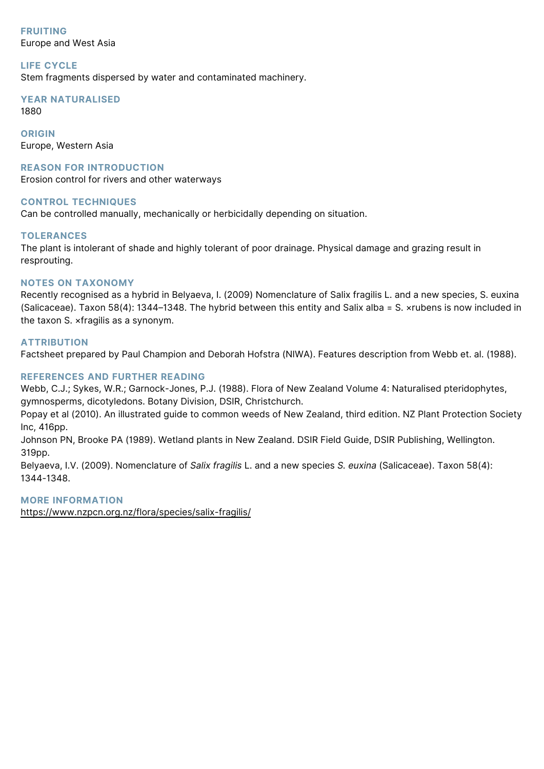### FRUITING

Europe and West Asia

### LIFE CYCLE

Stem fragments dispersed by water and contaminated machinery.

### YEAR NATURALISED

1880

### ORIGIN

Europe, Western Asia

### REASON FOR INTRODUCTION

Erosion control for rivers and other waterways

### CONTROL TECHNIQUES

Can be controlled manually, mechanically or herbicidally depending on situation.

### TOLERANCES

The plant is intolerant of shade and highly tolerant of poor drainage. Physical damage and grazing result in resprouting.

### NOTES ON TAXONOMY

Recently recognised as a hybrid in Belyaeva, I. (2009) Nomenclature of Salix fragilis L. and a new species, S. euxina (Salicaceae). Taxon 58(4): 1344–1348. The hybrid between this entity and Salix alba = S. ×rubens is now included in the taxon S. ×fragilis as a synonym.

### ATTRIBUTION

Factsheet prepared by Paul Champion and Deborah Hofstra (NIWA). Features description from Webb et. al. (1988).

### REFERENCES AND FURTHER READING

Webb, C.J.; Sykes, W.R.; Garnock-Jones, P.J. (1988). Flora of New Zealand Volume 4: Naturalised pteridophytes, gymnosperms, dicotyledons. Botany Division, DSIR, Christchurch.

Popay et al (2010). An illustrated guide to common weeds of New Zealand, third edition. NZ Plant Protection Society Inc, 416pp.

Johnson PN, Brooke PA (1989). Wetland plants in New Zealand. DSIR Field Guide, DSIR Publishing, Wellington. 319pp.

Belyaeva, I.V. (2009). Nomenclature of *Salix fragilis* L. and a new species *S. euxina* (Salicaceae). Taxon 58(4): 1344-1348.

### MORE INFORMATION

https://www.nzpcn.org.nz/flora/species/salix-fragilis/